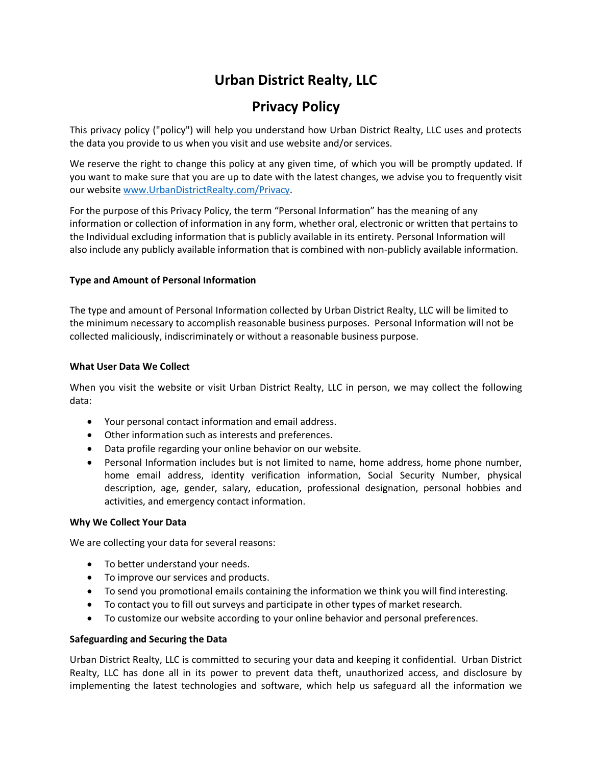# Urban District Realty, LLC

## Privacy Policy

This privacy policy ("policy") will help you understand how Urban District Realty, LLC uses and protects the data you provide to us when you visit and use website and/or services.

We reserve the right to change this policy at any given time, of which you will be promptly updated. If you want to make sure that you are up to date with the latest changes, we advise you to frequently visit our website [www.UrbanDistrictRealty.com/Privacy](www.UrbanDistrictRealty.com/Privacy).

For the purpose of this Privacy Policy, the term "Personal Information" has the meaning of any information or collection of information in any form, whether oral, electronic or written that pertains to the Individual excluding information that is publicly available in its entirety. Personal Information will also include any publicly available information that is combined with non-publicly available information.

**Type and Amount of Personal Information**

The type and amount of Personal Information collected by Urban District Realty, LLC will be limited to the minimum necessary to accomplish reasonable business purposes. Personal Information will not be collected maliciously, indiscriminately or without a reasonable business purpose.

**What User Data We Collect**

When you visit the website or visit Urban District Realty, LLC in person, we may collect the following data:

- Your personal contact information and email address.
- Other information such as interests and preferences.
- Data profile regarding your online behavior on our website.
- Personal Information includes but is not limited to name, home address, home phone number, home email address, identity verification information, Social Security Number, physical description, age, gender, salary, education, professional designation, personal hobbies and activities, and emergency contact information.

**Why We Collect Your Data**

We are collecting your data for several reasons:

- To better understand your needs.
- To improve our services and products.
- To send you promotional emails containing the information we think you will find interesting.
- To contact you to fill out surveys and participate in other types of market research.
- To customize our website according to your online behavior and personal preferences.

**Safeguarding and Securing the Data**

Urban District Realty, LLC is committed to securing your data and keeping it confidential. Urban District Realty, LLC has done all in its power to prevent data theft, unauthorized access, and disclosure by implementing the latest technologies and software, which help us safeguard all the information we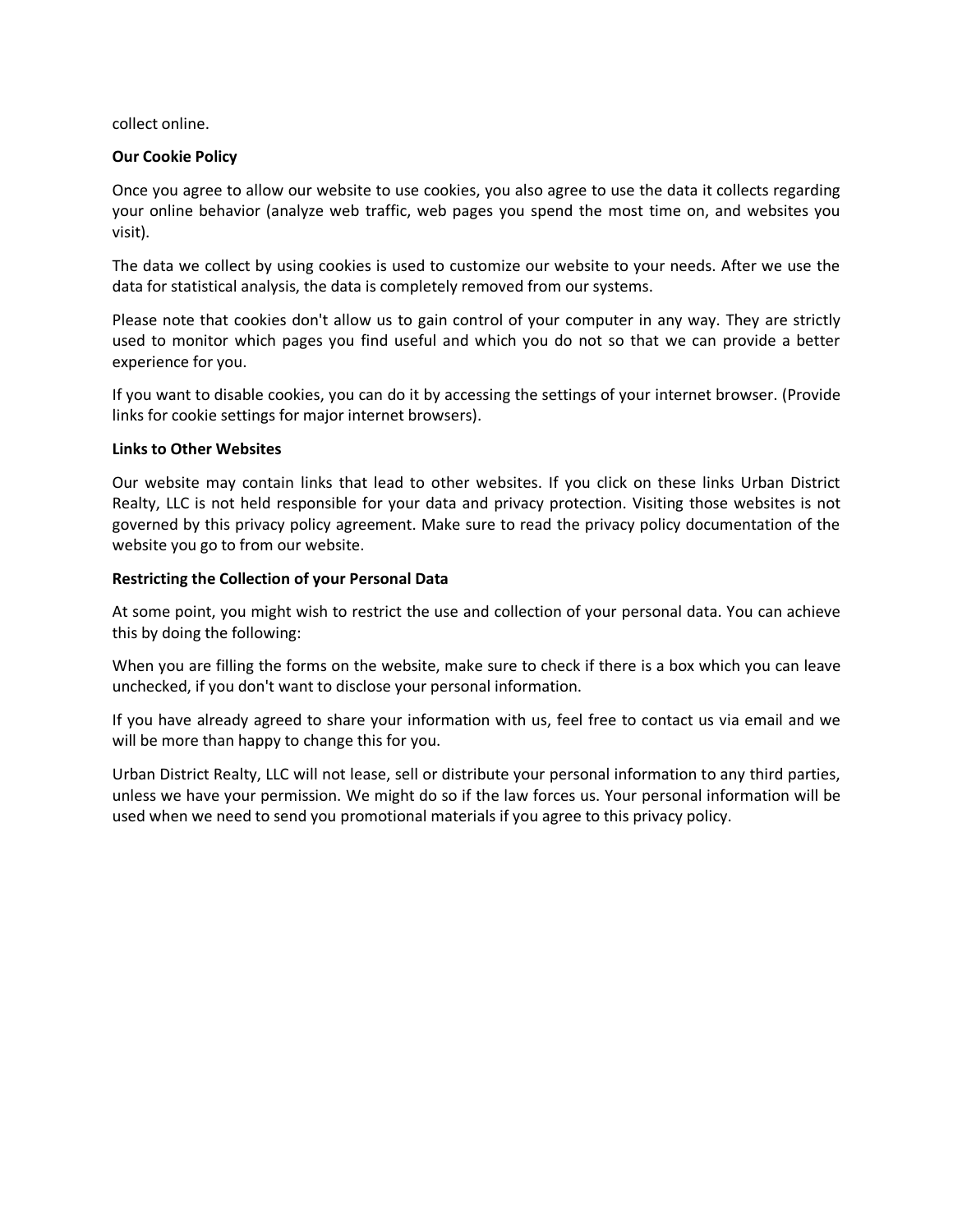collect online.

**Our Cookie Policy**

Once you agree to allow our website to use cookies, you also agree to use the data it collects regarding your online behavior (analyze web traffic, web pages you spend the most time on, and websites you visit).

The data we collect by using cookies is used to customize our website to your needs. After we use the data for statistical analysis, the data is completely removed from our systems.

Please note that cookies don't allow us to gain control of your computer in any way. They are strictly used to monitor which pages you find useful and which you do not so that we can provide a better experience for you.

If you want to disable cookies, you can do it by accessing the settings of your internet browser. (Provide links for cookie settings for major internet browsers).

**Links to Other Websites**

Our website may contain links that lead to other websites. If you click on these links Urban District Realty, LLC is not held responsible for your data and privacy protection. Visiting those websites is not governed by this privacy policy agreement. Make sure to read the privacy policy documentation of the website you go to from our website.

**Restricting the Collection of your Personal Data**

At some point, you might wish to restrict the use and collection of your personal data. You can achieve this by doing the following:

When you are filling the forms on the website, make sure to check if there is a box which you can leave unchecked, if you don't want to disclose your personal information.

If you have already agreed to share your information with us, feel free to contact us via email and we will be more than happy to change this for you.

Urban District Realty, LLC will not lease, sell or distribute your personal information to any third parties, unless we have your permission. We might do so if the law forces us. Your personal information will be used when we need to send you promotional materials if you agree to this privacy policy.